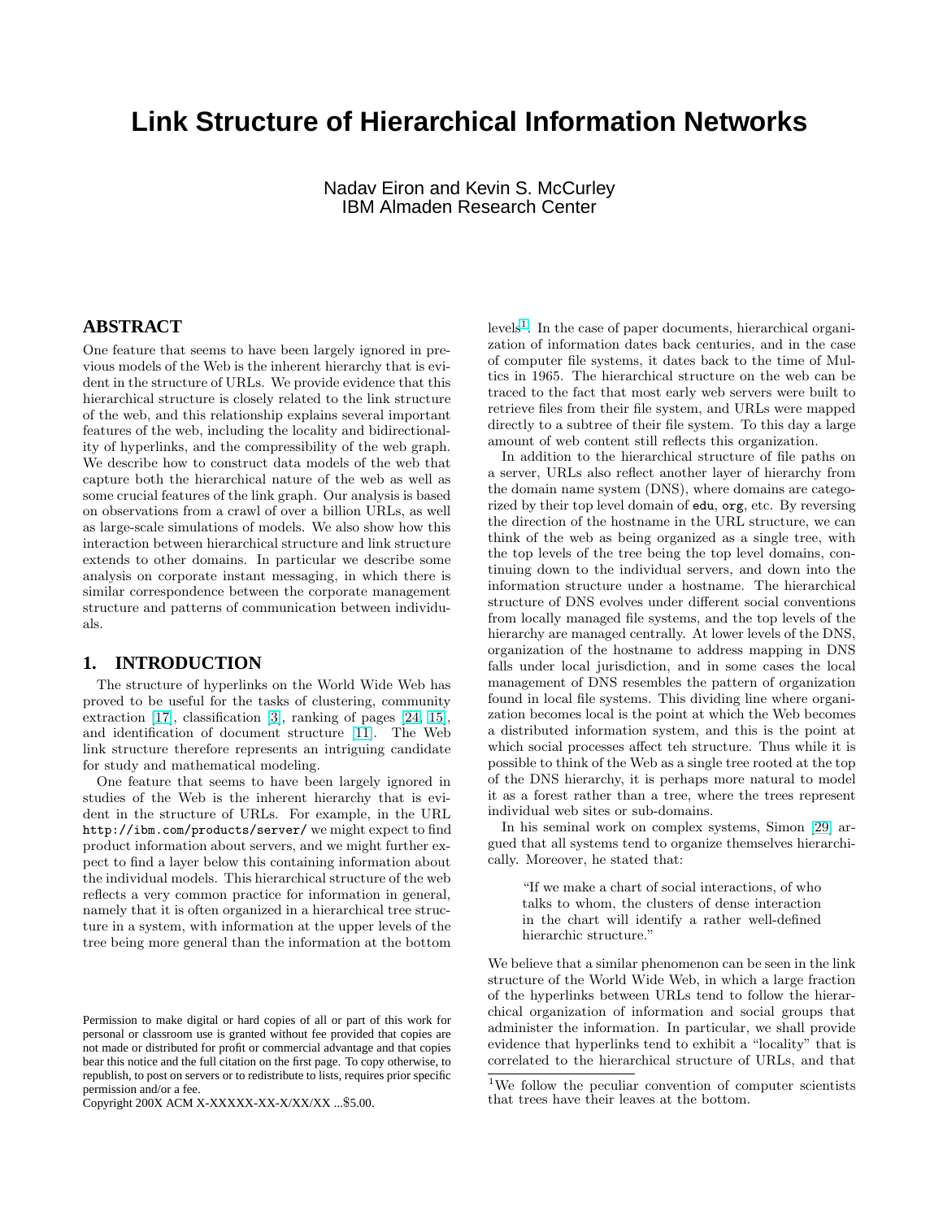# Link Structure of Hierarchical Information Networks

Nadav Eiron and Kevin S. McCurley
IBM Almaden Research Center

## ABSTRACT

One feature that seems to have been largely ignored in previous models of the Web is the inherent hierarchy that is evident in the structure of URLs. We provide evidence that this hierarchical structure is closely related to the link structure of the web, and this relationship explains several important features of the web, including the locality and bidirectionality of hyperlinks, and the compressibility of the web graph. We describe how to construct data models of the web that capture both the hierarchical nature of the web as well as some crucial features of the link graph. Our analysis is based on observations from a crawl of over a billion URLs, as well as large-scale simulations of models. We also show how this interaction between hierarchical structure and link structure extends to other domains. In particular we describe some analysis on corporate instant messaging, in which there is similar correspondence between the corporate management structure and patterns of communication between individuals.

## 1. INTRODUCTION

The structure of hyperlinks on the World Wide Web has proved to be useful for the tasks of clustering, community extraction [17], classification [3], ranking of pages [24, 15], and identification of document structure [11]. The Web link structure therefore represents an intriguing candidate for study and mathematical modeling.

One feature that seems to have been largely ignored in studies of the Web is the inherent hierarchy that is evident in the structure of URLs. For example, in the URL `http://ibm.com/products/server/` we might expect to find product information about servers, and we might further expect to find a layer below this containing information about the individual models. This hierarchical structure of the web reflects a very common practice for information in general, namely that it is often organized in a hierarchical tree structure in a system, with information at the upper levels of the tree being more general than the information at the bottom levels[1]. In the case of paper documents, hierarchical organization of information dates back centuries, and in the case of computer file systems, it dates back to the time of Multics in 1965. The hierarchical structure on the web can be traced to the fact that most early web servers were built to retrieve files from their file system, and URLs were mapped directly to a subtree of their file system. To this day a large amount of web content still reflects this organization.

In addition to the hierarchical structure of file paths on a server, URLs also reflect another layer of hierarchy from the domain name system (DNS), where domains are categorized by their top level domain of `edu`, `org`, etc. By reversing the direction of the hostname in the URL structure, we can think of the web as being organized as a single tree, with the top levels of the tree being the top level domains, continuing down to the individual servers, and down into the information structure under a hostname. The hierarchical structure of DNS evolves under different social conventions from locally managed file systems, and the top levels of the hierarchy are managed centrally. At lower levels of the DNS, organization of the hostname to address mapping in DNS falls under local jurisdiction, and in some cases the local management of DNS resembles the pattern of organization found in local file systems. This dividing line where organization becomes local is the point at which the Web becomes a distributed information system, and this is the point at which social processes affect teh structure. Thus while it is possible to think of the Web as a single tree rooted at the top of the DNS hierarchy, it is perhaps more natural to model it as a forest rather than a tree, where the trees represent individual web sites or sub-domains.

In his seminal work on complex systems, Simon [29] argued that all systems tend to organize themselves hierarchically. Moreover, he stated that:

> "If we make a chart of social interactions, of who talks to whom, the clusters of dense interaction in the chart will identify a rather well-defined hierarchic structure."

We believe that a similar phenomenon can be seen in the link structure of the World Wide Web, in which a large fraction of the hyperlinks between URLs tend to follow the hierarchical organization of information and social groups that administer the information. In particular, we shall provide evidence that hyperlinks tend to exhibit a "locality" that is correlated to the hierarchical structure of URLs, and that

[1] We follow the peculiar convention of computer scientists that trees have their leaves at the bottom.

Permission to make digital or hard copies of all or part of this work for personal or classroom use is granted without fee provided that copies are not made or distributed for profit or commercial advantage and that copies bear this notice and the full citation on the first page. To copy otherwise, to republish, to post on servers or to redistribute to lists, requires prior specific permission and/or a fee.
Copyright 200X ACM X-XXXXX-XX-X/XX/XX ...$5.00.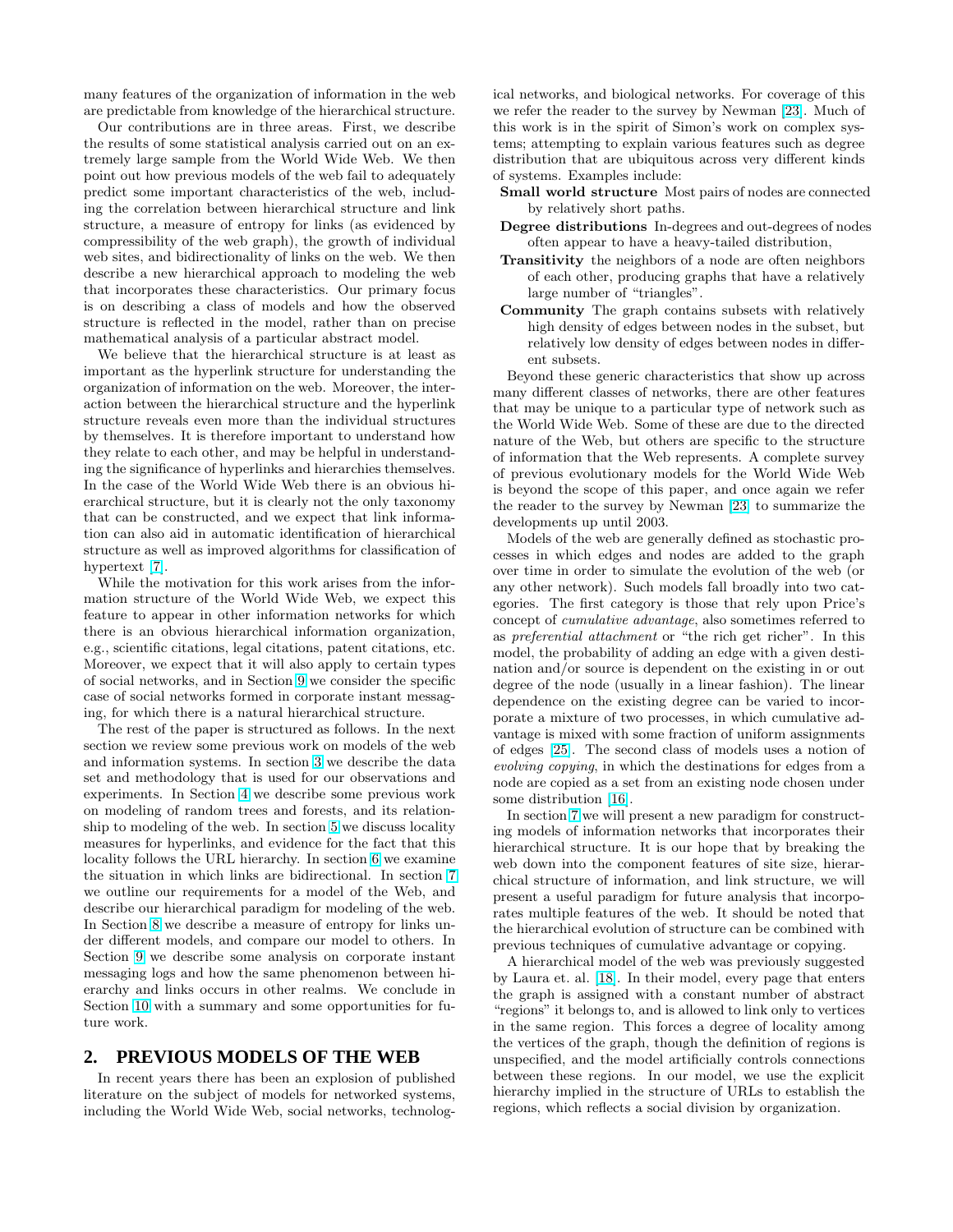many features of the organization of information in the web are predictable from knowledge of the hierarchical structure.

Our contributions are in three areas. First, we describe the results of some statistical analysis carried out on an extremely large sample from the World Wide Web. We then point out how previous models of the web fail to adequately predict some important characteristics of the web, including the correlation between hierarchical structure and link structure, a measure of entropy for links (as evidenced by compressibility of the web graph), the growth of individual web sites, and bidirectionality of links on the web. We then describe a new hierarchical approach to modeling the web that incorporates these characteristics. Our primary focus is on describing a class of models and how the observed structure is reflected in the model, rather than on precise mathematical analysis of a particular abstract model.

We believe that the hierarchical structure is at least as important as the hyperlink structure for understanding the organization of information on the web. Moreover, the interaction between the hierarchical structure and the hyperlink structure reveals even more than the individual structures by themselves. It is therefore important to understand how they relate to each other, and may be helpful in understanding the significance of hyperlinks and hierarchies themselves. In the case of the World Wide Web there is an obvious hierarchical structure, but it is clearly not the only taxonomy that can be constructed, and we expect that link information can also aid in automatic identification of hierarchical structure as well as improved algorithms for classification of hypertext [7].

While the motivation for this work arises from the information structure of the World Wide Web, we expect this feature to appear in other information networks for which there is an obvious hierarchical information organization, e.g., scientific citations, legal citations, patent citations, etc. Moreover, we expect that it will also apply to certain types of social networks, and in Section 9 we consider the specific case of social networks formed in corporate instant messaging, for which there is a natural hierarchical structure.

The rest of the paper is structured as follows. In the next section we review some previous work on models of the web and information systems. In section 3 we describe the data set and methodology that is used for our observations and experiments. In Section 4 we describe some previous work on modeling of random trees and forests, and its relationship to modeling of the web. In section 5 we discuss locality measures for hyperlinks, and evidence for the fact that this locality follows the URL hierarchy. In section 6 we examine the situation in which links are bidirectional. In section 7 we outline our requirements for a model of the Web, and describe our hierarchical paradigm for modeling of the web. In Section 8 we describe a measure of entropy for links under different models, and compare our model to others. In Section 9 we describe some analysis on corporate instant messaging logs and how the same phenomenon between hierarchy and links occurs in other realms. We conclude in Section 10 with a summary and some opportunities for future work.

## 2. PREVIOUS MODELS OF THE WEB

In recent years there has been an explosion of published literature on the subject of models for networked systems, including the World Wide Web, social networks, technological networks, and biological networks. For coverage of this we refer the reader to the survey by Newman [23]. Much of this work is in the spirit of Simon's work on complex systems; attempting to explain various features such as degree distribution that are ubiquitous across very different kinds of systems. Examples include:

- **Small world structure** Most pairs of nodes are connected by relatively short paths.
- **Degree distributions** In-degrees and out-degrees of nodes often appear to have a heavy-tailed distribution,
- **Transitivity** the neighbors of a node are often neighbors of each other, producing graphs that have a relatively large number of "triangles".
- **Community** The graph contains subsets with relatively high density of edges between nodes in the subset, but relatively low density of edges between nodes in different subsets.

Beyond these generic characteristics that show up across many different classes of networks, there are other features that may be unique to a particular type of network such as the World Wide Web. Some of these are due to the directed nature of the Web, but others are specific to the structure of information that the Web represents. A complete survey of previous evolutionary models for the World Wide Web is beyond the scope of this paper, and once again we refer the reader to the survey by Newman [23] to summarize the developments up until 2003.

Models of the web are generally defined as stochastic processes in which edges and nodes are added to the graph over time in order to simulate the evolution of the web (or any other network). Such models fall broadly into two categories. The first category is those that rely upon Price's concept of *cumulative advantage*, also sometimes referred to as *preferential attachment* or "the rich get richer". In this model, the probability of adding an edge with a given destination and/or source is dependent on the existing in or out degree of the node (usually in a linear fashion). The linear dependence on the existing degree can be varied to incorporate a mixture of two processes, in which cumulative advantage is mixed with some fraction of uniform assignments of edges [25]. The second class of models uses a notion of *evolving copying*, in which the destinations for edges from a node are copied as a set from an existing node chosen under some distribution [16].

In section 7 we will present a new paradigm for constructing models of information networks that incorporates their hierarchical structure. It is our hope that by breaking the web down into the component features of site size, hierarchical structure of information, and link structure, we will present a useful paradigm for future analysis that incorporates multiple features of the web. It should be noted that the hierarchical evolution of structure can be combined with previous techniques of cumulative advantage or copying.

A hierarchical model of the web was previously suggested by Laura et. al. [18]. In their model, every page that enters the graph is assigned with a constant number of abstract "regions" it belongs to, and is allowed to link only to vertices in the same region. This forces a degree of locality among the vertices of the graph, though the definition of regions is unspecified, and the model artificially controls connections between these regions. In our model, we use the explicit hierarchy implied in the structure of URLs to establish the regions, which reflects a social division by organization.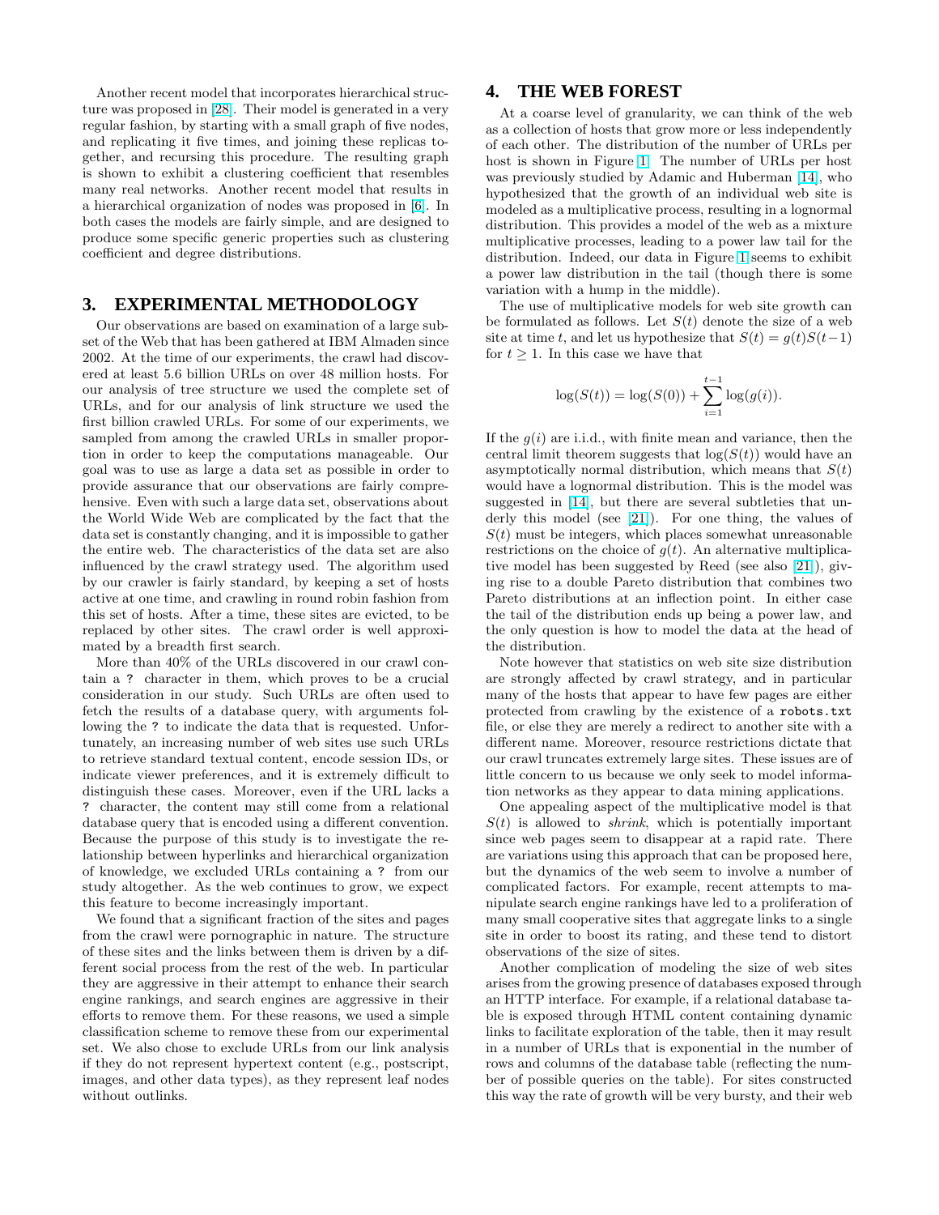Another recent model that incorporates hierarchical structure was proposed in [28]. Their model is generated in a very regular fashion, by starting with a small graph of five nodes, and replicating it five times, and joining these replicas together, and recursing this procedure. The resulting graph is shown to exhibit a clustering coefficient that resembles many real networks. Another recent model that results in a hierarchical organization of nodes was proposed in [6]. In both cases the models are fairly simple, and are designed to produce some specific generic properties such as clustering coefficient and degree distributions.

## 3. EXPERIMENTAL METHODOLOGY

Our observations are based on examination of a large subset of the Web that has been gathered at IBM Almaden since 2002. At the time of our experiments, the crawl had discovered at least 5.6 billion URLs on over 48 million hosts. For our analysis of tree structure we used the complete set of URLs, and for our analysis of link structure we used the first billion crawled URLs. For some of our experiments, we sampled from among the crawled URLs in smaller proportion in order to keep the computations manageable. Our goal was to use as large a data set as possible in order to provide assurance that our observations are fairly comprehensive. Even with such a large data set, observations about the World Wide Web are complicated by the fact that the data set is constantly changing, and it is impossible to gather the entire web. The characteristics of the data set are also influenced by the crawl strategy used. The algorithm used by our crawler is fairly standard, by keeping a set of hosts active at one time, and crawling in round robin fashion from this set of hosts. After a time, these sites are evicted, to be replaced by other sites. The crawl order is well approximated by a breadth first search.

More than 40% of the URLs discovered in our crawl contain a `?` character in them, which proves to be a crucial consideration in our study. Such URLs are often used to fetch the results of a database query, with arguments following the `?` to indicate the data that is requested. Unfortunately, an increasing number of web sites use such URLs to retrieve standard textual content, encode session IDs, or indicate viewer preferences, and it is extremely difficult to distinguish these cases. Moreover, even if the URL lacks a `?` character, the content may still come from a relational database query that is encoded using a different convention. Because the purpose of this study is to investigate the relationship between hyperlinks and hierarchical organization of knowledge, we excluded URLs containing a `?` from our study altogether. As the web continues to grow, we expect this feature to become increasingly important.

We found that a significant fraction of the sites and pages from the crawl were pornographic in nature. The structure of these sites and the links between them is driven by a different social process from the rest of the web. In particular they are aggressive in their attempt to enhance their search engine rankings, and search engines are aggressive in their efforts to remove them. For these reasons, we used a simple classification scheme to remove these from our experimental set. We also chose to exclude URLs from our link analysis if they do not represent hypertext content (e.g., postscript, images, and other data types), as they represent leaf nodes without outlinks.

## 4. THE WEB FOREST

At a coarse level of granularity, we can think of the web as a collection of hosts that grow more or less independently of each other. The distribution of the number of URLs per host is shown in Figure 1. The number of URLs per host was previously studied by Adamic and Huberman [14], who hypothesized that the growth of an individual web site is modeled as a multiplicative process, resulting in a lognormal distribution. This provides a model of the web as a mixture multiplicative processes, leading to a power law tail for the distribution. Indeed, our data in Figure 1 seems to exhibit a power law distribution in the tail (though there is some variation with a hump in the middle).

The use of multiplicative models for web site growth can be formulated as follows. Let $S(t)$ denote the size of a web site at time $t$, and let us hypothesize that $S(t) = g(t)S(t-1)$ for $t \geq 1$. In this case we have that

$$\log(S(t)) = \log(S(0)) + \sum_{i=1}^{t-1} \log(g(i)).$$

If the $g(i)$ are i.i.d., with finite mean and variance, then the central limit theorem suggests that $\log(S(t))$ would have an asymptotically normal distribution, which means that $S(t)$ would have a lognormal distribution. This is the model was suggested in [14], but there are several subtleties that underly this model (see [21]). For one thing, the values of $S(t)$ must be integers, which places somewhat unreasonable restrictions on the choice of $g(t)$. An alternative multiplicative model has been suggested by Reed (see also [21]), giving rise to a double Pareto distribution that combines two Pareto distributions at an inflection point. In either case the tail of the distribution ends up being a power law, and the only question is how to model the data at the head of the distribution.

Note however that statistics on web site size distribution are strongly affected by crawl strategy, and in particular many of the hosts that appear to have few pages are either protected from crawling by the existence of a `robots.txt` file, or else they are merely a redirect to another site with a different name. Moreover, resource restrictions dictate that our crawl truncates extremely large sites. These issues are of little concern to us because we only seek to model information networks as they appear to data mining applications.

One appealing aspect of the multiplicative model is that $S(t)$ is allowed to *shrink*, which is potentially important since web pages seem to disappear at a rapid rate. There are variations using this approach that can be proposed here, but the dynamics of the web seem to involve a number of complicated factors. For example, recent attempts to manipulate search engine rankings have led to a proliferation of many small cooperative sites that aggregate links to a single site in order to boost its rating, and these tend to distort observations of the size of sites.

Another complication of modeling the size of web sites arises from the growing presence of databases exposed through an HTTP interface. For example, if a relational database table is exposed through HTML content containing dynamic links to facilitate exploration of the table, then it may result in a number of URLs that is exponential in the number of rows and columns of the database table (reflecting the number of possible queries on the table). For sites constructed this way the rate of growth will be very bursty, and their web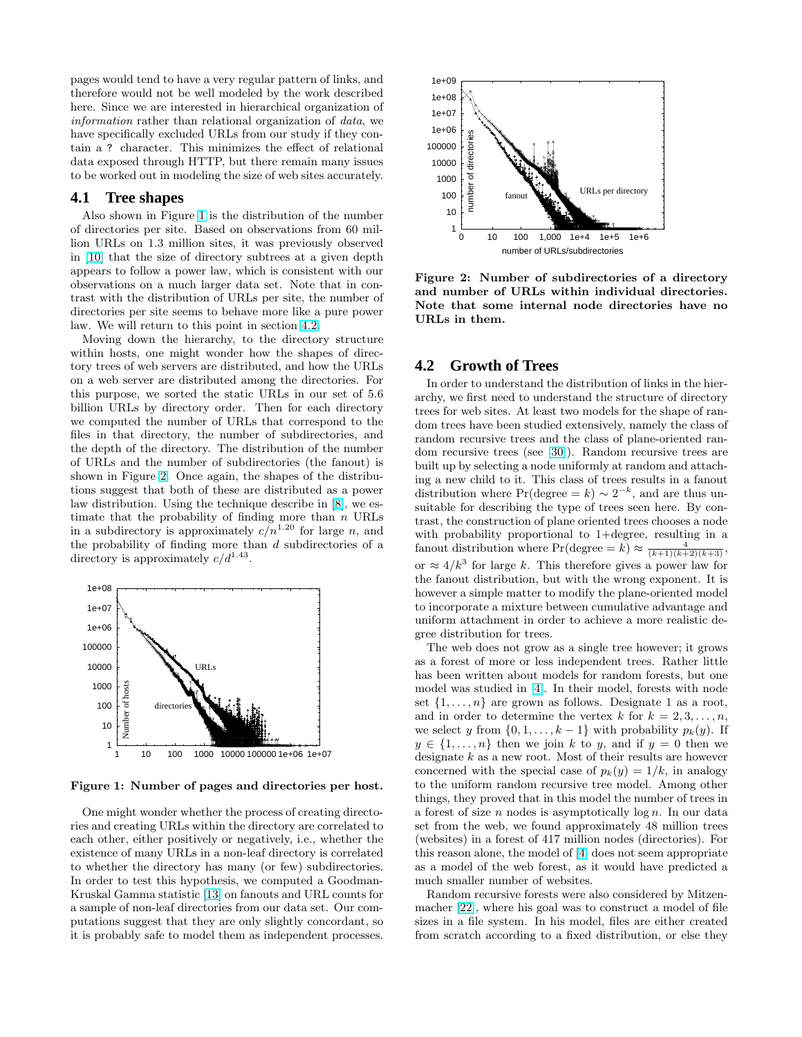pages would tend to have a very regular pattern of links, and therefore would not be well modeled by the work described here. Since we are interested in hierarchical organization of *information* rather than relational organization of *data*, we have specifically excluded URLs from our study if they contain a ? character. This minimizes the effect of relational data exposed through HTTP, but there remain many issues to be worked out in modeling the size of web sites accurately.

## 4.1 Tree shapes

Also shown in Figure 1 is the distribution of the number of directories per site. Based on observations from 60 million URLs on 1.3 million sites, it was previously observed in [10] that the size of directory subtrees at a given depth appears to follow a power law, which is consistent with our observations on a much larger data set. Note that in contrast with the distribution of URLs per site, the number of directories per site seems to behave more like a pure power law. We will return to this point in section 4.2.

Moving down the hierarchy, to the directory structure within hosts, one might wonder how the shapes of directory trees of web servers are distributed, and how the URLs on a web server are distributed among the directories. For this purpose, we sorted the static URLs in our set of 5.6 billion URLs by directory order. Then for each directory we computed the number of URLs that correspond to the files in that directory, the number of subdirectories, and the depth of the directory. The distribution of the number of URLs and the number of subdirectories (the fanout) is shown in Figure 2. Once again, the shapes of the distributions suggest that both of these are distributed as a power law distribution. Using the technique describe in [8], we estimate that the probability of finding more than $n$ URLs in a subdirectory is approximately $c/n^{1.20}$ for large $n$, and the probability of finding more than $d$ subdirectories of a directory is approximately $c/d^{1.43}$.

**Figure 1: Number of pages and directories per host.**

One might wonder whether the process of creating directories and creating URLs within the directory are correlated to each other, either positively or negatively, i.e., whether the existence of many URLs in a non-leaf directory is correlated to whether the directory has many (or few) subdirectories. In order to test this hypothesis, we computed a Goodman-Kruskal Gamma statistic [13] on fanouts and URL counts for a sample of non-leaf directories from our data set. Our computations suggest that they are only slightly concordant, so it is probably safe to model them as independent processes.

**Figure 2: Number of subdirectories of a directory and number of URLs within individual directories. Note that some internal node directories have no URLs in them.**

## 4.2 Growth of Trees

In order to understand the distribution of links in the hierarchy, we first need to understand the structure of directory trees for web sites. At least two models for the shape of random trees have been studied extensively, namely the class of random recursive trees and the class of plane-oriented random recursive trees (see [30]). Random recursive trees are built up by selecting a node uniformly at random and attaching a new child to it. This class of trees results in a fanout distribution where $\Pr(\text{degree} = k) \sim 2^{-k}$, and are thus unsuitable for describing the type of trees seen here. By contrast, the construction of plane oriented trees chooses a node with probability proportional to 1+degree, resulting in a fanout distribution where $\Pr(\text{degree} = k) \approx \frac{4}{(k+1)(k+2)(k+3)}$, or $\approx 4/k^3$ for large $k$. This therefore gives a power law for the fanout distribution, but with the wrong exponent. It is however a simple matter to modify the plane-oriented model to incorporate a mixture between cumulative advantage and uniform attachment in order to achieve a more realistic degree distribution for trees.

The web does not grow as a single tree however; it grows as a forest of more or less independent trees. Rather little has been written about models for random forests, but one model was studied in [4]. In their model, forests with node set $\{1, \ldots, n\}$ are grown as follows. Designate 1 as a root, and in order to determine the vertex $k$ for $k = 2, 3, \ldots, n$, we select $y$ from $\{0, 1, \ldots, k-1\}$ with probability $p_k(y)$. If $y \in \{1, \ldots, n\}$ then we join $k$ to $y$, and if $y = 0$ then we designate $k$ as a new root. Most of their results are however concerned with the special case of $p_k(y) = 1/k$, in analogy to the uniform random recursive tree model. Among other things, they proved that in this model the number of trees in a forest of size $n$ nodes is asymptotically $\log n$. In our data set from the web, we found approximately 48 million trees (websites) in a forest of 417 million nodes (directories). For this reason alone, the model of [4] does not seem appropriate as a model of the web forest, as it would have predicted a much smaller number of websites.

Random recursive forests were also considered by Mitzenmacher [22], where his goal was to construct a model of file sizes in a file system. In his model, files are either created from scratch according to a fixed distribution, or else they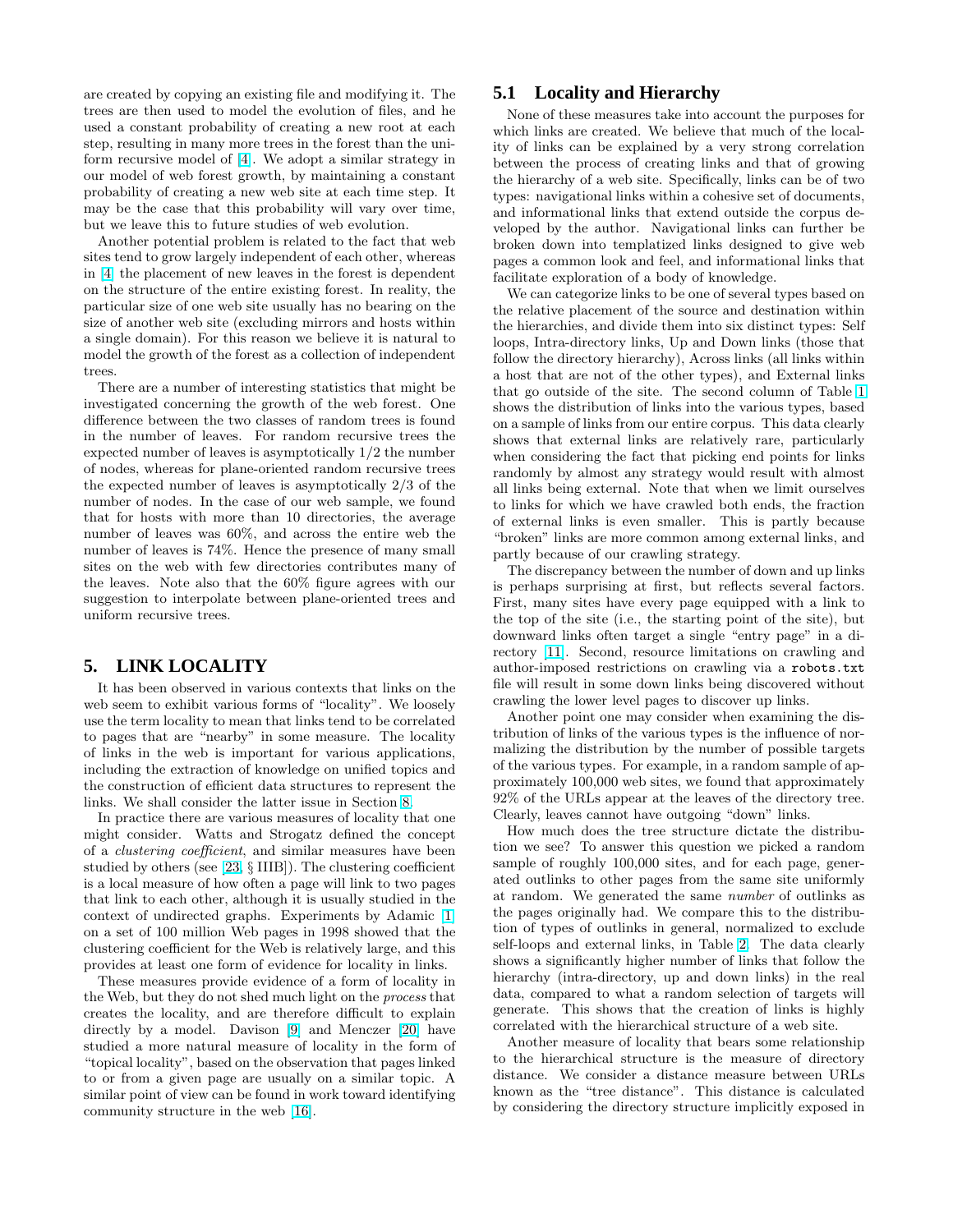are created by copying an existing file and modifying it. The trees are then used to model the evolution of files, and he used a constant probability of creating a new root at each step, resulting in many more trees in the forest than the uniform recursive model of [4]. We adopt a similar strategy in our model of web forest growth, by maintaining a constant probability of creating a new web site at each time step. It may be the case that this probability will vary over time, but we leave this to future studies of web evolution.

Another potential problem is related to the fact that web sites tend to grow largely independent of each other, whereas in [4] the placement of new leaves in the forest is dependent on the structure of the entire existing forest. In reality, the particular size of one web site usually has no bearing on the size of another web site (excluding mirrors and hosts within a single domain). For this reason we believe it is natural to model the growth of the forest as a collection of independent trees.

There are a number of interesting statistics that might be investigated concerning the growth of the web forest. One difference between the two classes of random trees is found in the number of leaves. For random recursive trees the expected number of leaves is asymptotically 1/2 the number of nodes, whereas for plane-oriented random recursive trees the expected number of leaves is asymptotically 2/3 of the number of nodes. In the case of our web sample, we found that for hosts with more than 10 directories, the average number of leaves was 60%, and across the entire web the number of leaves is 74%. Hence the presence of many small sites on the web with few directories contributes many of the leaves. Note also that the 60% figure agrees with our suggestion to interpolate between plane-oriented trees and uniform recursive trees.

## 5. LINK LOCALITY

It has been observed in various contexts that links on the web seem to exhibit various forms of "locality". We loosely use the term locality to mean that links tend to be correlated to pages that are "nearby" in some measure. The locality of links in the web is important for various applications, including the extraction of knowledge on unified topics and the construction of efficient data structures to represent the links. We shall consider the latter issue in Section 8.

In practice there are various measures of locality that one might consider. Watts and Strogatz defined the concept of a *clustering coefficient*, and similar measures have been studied by others (see [23, § IIIB]). The clustering coefficient is a local measure of how often a page will link to two pages that link to each other, although it is usually studied in the context of undirected graphs. Experiments by Adamic [1] on a set of 100 million Web pages in 1998 showed that the clustering coefficient for the Web is relatively large, and this provides at least one form of evidence for locality in links.

These measures provide evidence of a form of locality in the Web, but they do not shed much light on the *process* that creates the locality, and are therefore difficult to explain directly by a model. Davison [9] and Menczer [20] have studied a more natural measure of locality in the form of "topical locality", based on the observation that pages linked to or from a given page are usually on a similar topic. A similar point of view can be found in work toward identifying community structure in the web [16].

### 5.1 Locality and Hierarchy

None of these measures take into account the purposes for which links are created. We believe that much of the locality of links can be explained by a very strong correlation between the process of creating links and that of growing the hierarchy of a web site. Specifically, links can be of two types: navigational links within a cohesive set of documents, and informational links that extend outside the corpus developed by the author. Navigational links can further be broken down into templatized links designed to give web pages a common look and feel, and informational links that facilitate exploration of a body of knowledge.

We can categorize links to be one of several types based on the relative placement of the source and destination within the hierarchies, and divide them into six distinct types: Self loops, Intra-directory links, Up and Down links (those that follow the directory hierarchy), Across links (all links within a host that are not of the other types), and External links that go outside of the site. The second column of Table 1 shows the distribution of links into the various types, based on a sample of links from our entire corpus. This data clearly shows that external links are relatively rare, particularly when considering the fact that picking end points for links randomly by almost any strategy would result with almost all links being external. Note that when we limit ourselves to links for which we have crawled both ends, the fraction of external links is even smaller. This is partly because "broken" links are more common among external links, and partly because of our crawling strategy.

The discrepancy between the number of down and up links is perhaps surprising at first, but reflects several factors. First, many sites have every page equipped with a link to the top of the site (i.e., the starting point of the site), but downward links often target a single "entry page" in a directory [11]. Second, resource limitations on crawling and author-imposed restrictions on crawling via a `robots.txt` file will result in some down links being discovered without crawling the lower level pages to discover up links.

Another point one may consider when examining the distribution of links of the various types is the influence of normalizing the distribution by the number of possible targets of the various types. For example, in a random sample of approximately 100,000 web sites, we found that approximately 92% of the URLs appear at the leaves of the directory tree. Clearly, leaves cannot have outgoing "down" links.

How much does the tree structure dictate the distribution we see? To answer this question we picked a random sample of roughly 100,000 sites, and for each page, generated outlinks to other pages from the same site uniformly at random. We generated the same *number* of outlinks as the pages originally had. We compare this to the distribution of types of outlinks in general, normalized to exclude self-loops and external links, in Table 2. The data clearly shows a significantly higher number of links that follow the hierarchy (intra-directory, up and down links) in the real data, compared to what a random selection of targets will generate. This shows that the creation of links is highly correlated with the hierarchical structure of a web site.

Another measure of locality that bears some relationship to the hierarchical structure is the measure of directory distance. We consider a distance measure between URLs known as the "tree distance". This distance is calculated by considering the directory structure implicitly exposed in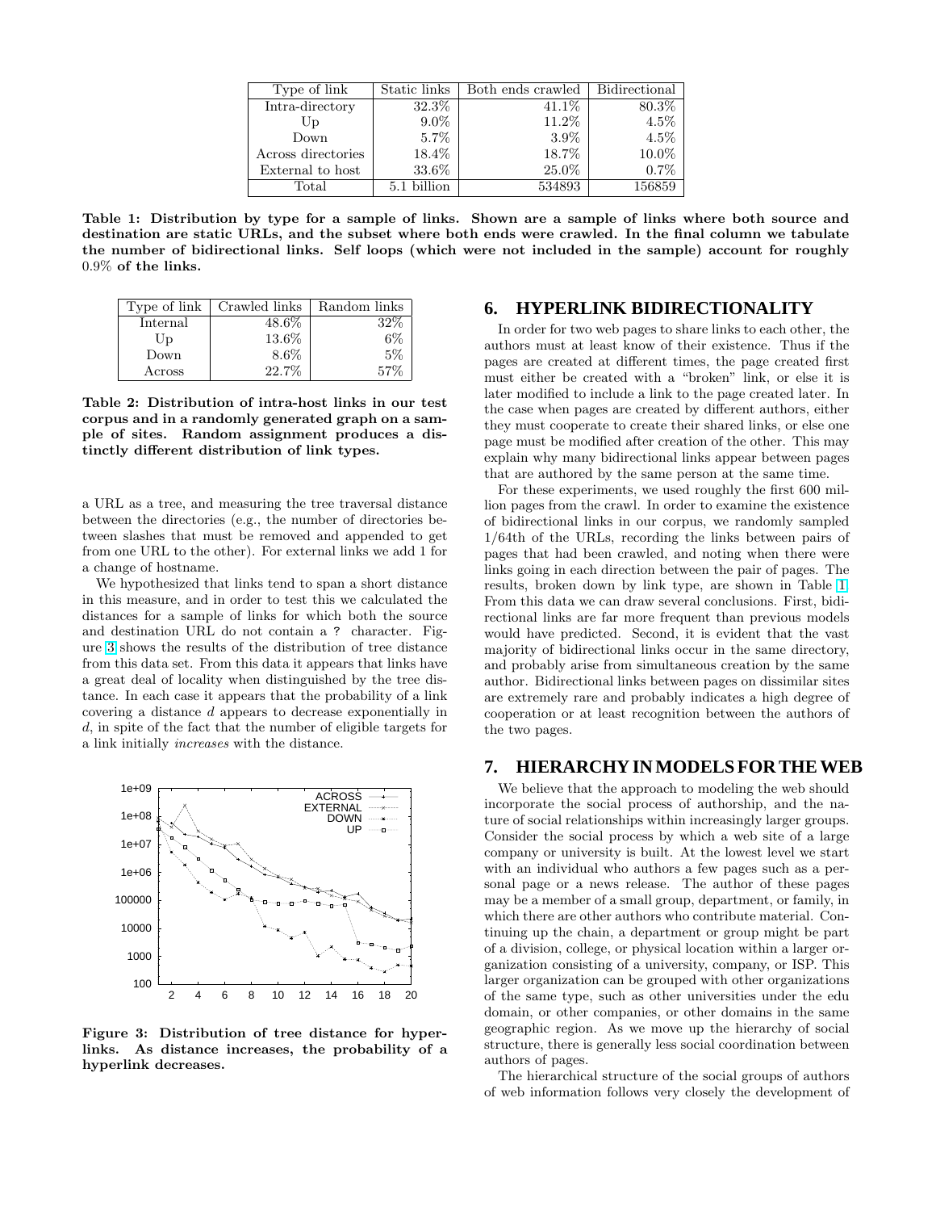| Type of link | Static links | Both ends crawled | Bidirectional |
|---|---|---|---|
| Intra-directory | 32.3% | 41.1% | 80.3% |
| Up | 9.0% | 11.2% | 4.5% |
| Down | 5.7% | 3.9% | 4.5% |
| Across directories | 18.4% | 18.7% | 10.0% |
| External to host | 33.6% | 25.0% | 0.7% |
| Total | 5.1 billion | 534893 | 156859 |

**Table 1: Distribution by type for a sample of links. Shown are a sample of links where both source and destination are static URLs, and the subset where both ends were crawled. In the final column we tabulate the number of bidirectional links. Self loops (which were not included in the sample) account for roughly 0.9% of the links.**

| Type of link | Crawled links | Random links |
|---|---|---|
| Internal | 48.6% | 32% |
| Up | 13.6% | 6% |
| Down | 8.6% | 5% |
| Across | 22.7% | 57% |

**Table 2: Distribution of intra-host links in our test corpus and in a randomly generated graph on a sample of sites. Random assignment produces a distinctly different distribution of link types.**

a URL as a tree, and measuring the tree traversal distance between the directories (e.g., the number of directories between slashes that must be removed and appended to get from one URL to the other). For external links we add 1 for a change of hostname.

We hypothesized that links tend to span a short distance in this measure, and in order to test this we calculated the distances for a sample of links for which both the source and destination URL do not contain a `?` character. Figure 3 shows the results of the distribution of tree distance from this data set. From this data it appears that links have a great deal of locality when distinguished by the tree distance. In each case it appears that the probability of a link covering a distance $d$ appears to decrease exponentially in $d$, in spite of the fact that the number of eligible targets for a link initially *increases* with the distance.

1e+09
1e+08
1e+07
1e+06
100000
10000
1000
100
2 4 6 8 10 12 14 16 18 20
ACROSS
EXTERNAL
DOWN
UP

**Figure 3: Distribution of tree distance for hyperlinks. As distance increases, the probability of a hyperlink decreases.**

# 6. HYPERLINK BIDIRECTIONALITY

In order for two web pages to share links to each other, the authors must at least know of their existence. Thus if the pages are created at different times, the page created first must either be created with a "broken" link, or else it is later modified to include a link to the page created later. In the case when pages are created by different authors, either they must cooperate to create their shared links, or else one page must be modified after creation of the other. This may explain why many bidirectional links appear between pages that are authored by the same person at the same time.

For these experiments, we used roughly the first 600 million pages from the crawl. In order to examine the existence of bidirectional links in our corpus, we randomly sampled 1/64th of the URLs, recording the links between pairs of pages that had been crawled, and noting when there were links going in each direction between the pair of pages. The results, broken down by link type, are shown in Table 1. From this data we can draw several conclusions. First, bidirectional links are far more frequent than previous models would have predicted. Second, it is evident that the vast majority of bidirectional links occur in the same directory, and probably arise from simultaneous creation by the same author. Bidirectional links between pages on dissimilar sites are extremely rare and probably indicates a high degree of cooperation or at least recognition between the authors of the two pages.

# 7. HIERARCHY IN MODELS FOR THE WEB

We believe that the approach to modeling the web should incorporate the social process of authorship, and the nature of social relationships within increasingly larger groups. Consider the social process by which a web site of a large company or university is built. At the lowest level we start with an individual who authors a few pages such as a personal page or a news release. The author of these pages may be a member of a small group, department, or family, in which there are other authors who contribute material. Continuing up the chain, a department or group might be part of a division, college, or physical location within a larger organization consisting of a university, company, or ISP. This larger organization can be grouped with other organizations of the same type, such as other universities under the edu domain, or other companies, or other domains in the same geographic region. As we move up the hierarchy of social structure, there is generally less social coordination between authors of pages.

The hierarchical structure of the social groups of authors of web information follows very closely the development of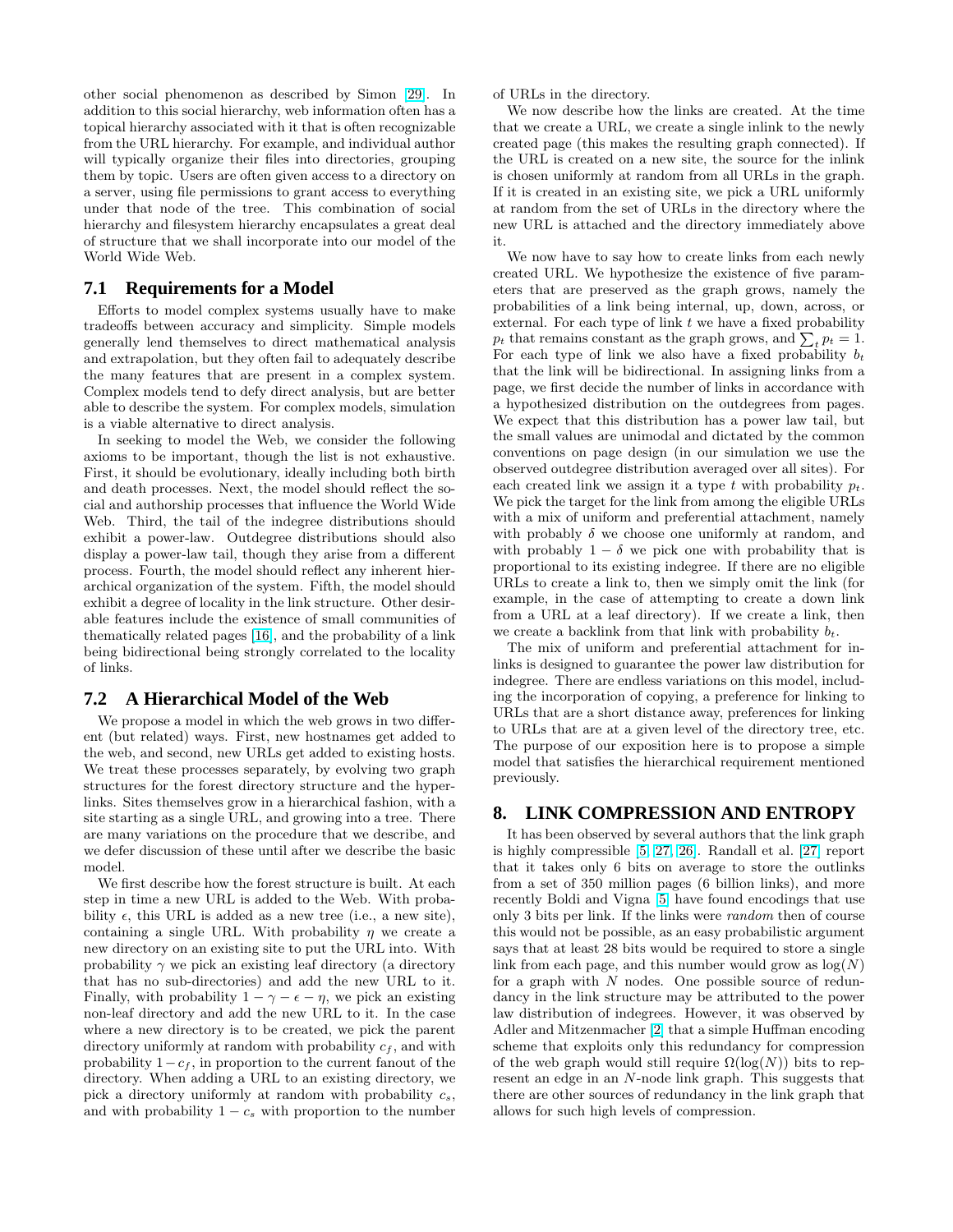other social phenomenon as described by Simon [29]. In addition to this social hierarchy, web information often has a topical hierarchy associated with it that is often recognizable from the URL hierarchy. For example, and individual author will typically organize their files into directories, grouping them by topic. Users are often given access to a directory on a server, using file permissions to grant access to everything under that node of the tree. This combination of social hierarchy and filesystem hierarchy encapsulates a great deal of structure that we shall incorporate into our model of the World Wide Web.

## 7.1 Requirements for a Model

Efforts to model complex systems usually have to make tradeoffs between accuracy and simplicity. Simple models generally lend themselves to direct mathematical analysis and extrapolation, but they often fail to adequately describe the many features that are present in a complex system. Complex models tend to defy direct analysis, but are better able to describe the system. For complex models, simulation is a viable alternative to direct analysis.

In seeking to model the Web, we consider the following axioms to be important, though the list is not exhaustive. First, it should be evolutionary, ideally including both birth and death processes. Next, the model should reflect the social and authorship processes that influence the World Wide Web. Third, the tail of the indegree distributions should exhibit a power-law. Outdegree distributions should also display a power-law tail, though they arise from a different process. Fourth, the model should reflect any inherent hierarchical organization of the system. Fifth, the model should exhibit a degree of locality in the link structure. Other desirable features include the existence of small communities of thematically related pages [16], and the probability of a link being bidirectional being strongly correlated to the locality of links.

## 7.2 A Hierarchical Model of the Web

We propose a model in which the web grows in two different (but related) ways. First, new hostnames get added to the web, and second, new URLs get added to existing hosts. We treat these processes separately, by evolving two graph structures for the forest directory structure and the hyperlinks. Sites themselves grow in a hierarchical fashion, with a site starting as a single URL, and growing into a tree. There are many variations on the procedure that we describe, and we defer discussion of these until after we describe the basic model.

We first describe how the forest structure is built. At each step in time a new URL is added to the Web. With probability $\epsilon$, this URL is added as a new tree (i.e., a new site), containing a single URL. With probability $\eta$ we create a new directory on an existing site to put the URL into. With probability $\gamma$ we pick an existing leaf directory (a directory that has no sub-directories) and add the new URL to it. Finally, with probability $1 - \gamma - \epsilon - \eta$, we pick an existing non-leaf directory and add the new URL to it. In the case where a new directory is to be created, we pick the parent directory uniformly at random with probability $c_f$, and with probability $1-c_f$, in proportion to the current fanout of the directory. When adding a URL to an existing directory, we pick a directory uniformly at random with probability $c_s$, and with probability $1 - c_s$ with proportion to the number of URLs in the directory.

We now describe how the links are created. At the time that we create a URL, we create a single inlink to the newly created page (this makes the resulting graph connected). If the URL is created on a new site, the source for the inlink is chosen uniformly at random from all URLs in the graph. If it is created in an existing site, we pick a URL uniformly at random from the set of URLs in the directory where the new URL is attached and the directory immediately above it.

We now have to say how to create links from each newly created URL. We hypothesize the existence of five parameters that are preserved as the graph grows, namely the probabilities of a link being internal, up, down, across, or external. For each type of link $t$ we have a fixed probability $p_t$ that remains constant as the graph grows, and $\sum_t p_t = 1$. For each type of link we also have a fixed probability $b_t$ that the link will be bidirectional. In assigning links from a page, we first decide the number of links in accordance with a hypothesized distribution on the outdegrees from pages. We expect that this distribution has a power law tail, but the small values are unimodal and dictated by the common conventions on page design (in our simulation we use the observed outdegree distribution averaged over all sites). For each created link we assign it a type $t$ with probability $p_t$. We pick the target for the link from among the eligible URLs with a mix of uniform and preferential attachment, namely with probably $\delta$ we choose one uniformly at random, and with probably $1 - \delta$ we pick one with probability that is proportional to its existing indegree. If there are no eligible URLs to create a link to, then we simply omit the link (for example, in the case of attempting to create a down link from a URL at a leaf directory). If we create a link, then we create a backlink from that link with probability $b_t$.

The mix of uniform and preferential attachment for inlinks is designed to guarantee the power law distribution for indegree. There are endless variations on this model, including the incorporation of copying, a preference for linking to URLs that are a short distance away, preferences for linking to URLs that are at a given level of the directory tree, etc. The purpose of our exposition here is to propose a simple model that satisfies the hierarchical requirement mentioned previously.

# 8. LINK COMPRESSION AND ENTROPY

It has been observed by several authors that the link graph is highly compressible [5, 27, 26]. Randall et al. [27] report that it takes only 6 bits on average to store the outlinks from a set of 350 million pages (6 billion links), and more recently Boldi and Vigna [5] have found encodings that use only 3 bits per link. If the links were *random* then of course this would not be possible, as an easy probabilistic argument says that at least 28 bits would be required to store a single link from each page, and this number would grow as $\log(N)$ for a graph with $N$ nodes. One possible source of redundancy in the link structure may be attributed to the power law distribution of indegrees. However, it was observed by Adler and Mitzenmacher [2] that a simple Huffman encoding scheme that exploits only this redundancy for compression of the web graph would still require $\Omega(\log(N))$ bits to represent an edge in an $N$-node link graph. This suggests that there are other sources of redundancy in the link graph that allows for such high levels of compression.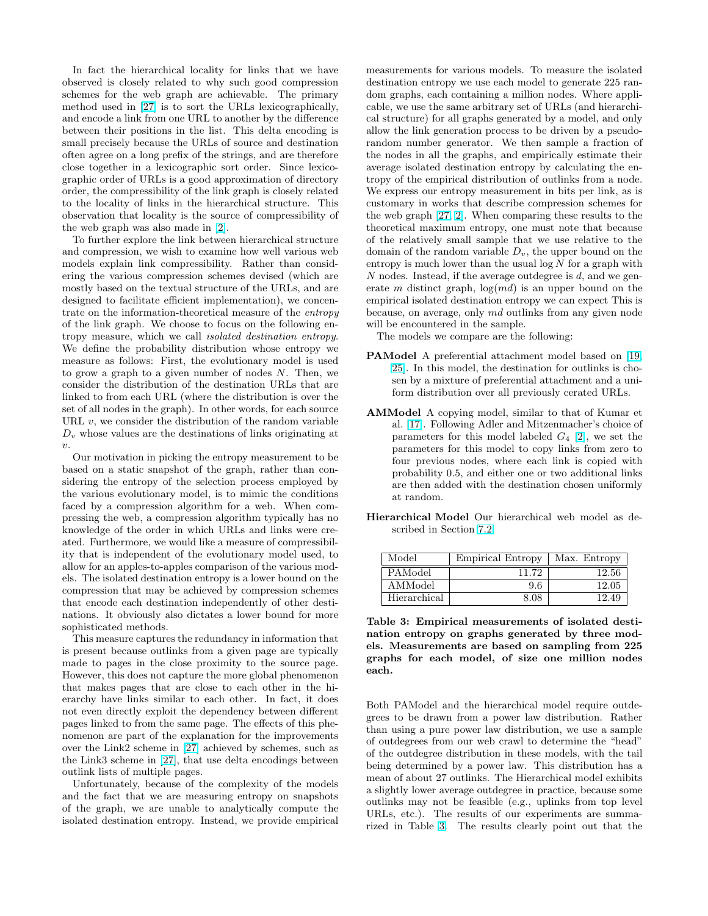In fact the hierarchical locality for links that we have observed is closely related to why such good compression schemes for the web graph are achievable. The primary method used in [27] is to sort the URLs lexicographically, and encode a link from one URL to another by the difference between their positions in the list. This delta encoding is small precisely because the URLs of source and destination often agree on a long prefix of the strings, and are therefore close together in a lexicographic sort order. Since lexicographic order of URLs is a good approximation of directory order, the compressibility of the link graph is closely related to the locality of links in the hierarchical structure. This observation that locality is the source of compressibility of the web graph was also made in [2].

To further explore the link between hierarchical structure and compression, we wish to examine how well various web models explain link compressibility. Rather than considering the various compression schemes devised (which are mostly based on the textual structure of the URLs, and are designed to facilitate efficient implementation), we concentrate on the information-theoretical measure of the *entropy* of the link graph. We choose to focus on the following entropy measure, which we call *isolated destination entropy*. We define the probability distribution whose entropy we measure as follows: First, the evolutionary model is used to grow a graph to a given number of nodes $N$. Then, we consider the distribution of the destination URLs that are linked to from each URL (where the distribution is over the set of all nodes in the graph). In other words, for each source URL $v$, we consider the distribution of the random variable $D_v$ whose values are the destinations of links originating at $v$.

Our motivation in picking the entropy measurement to be based on a static snapshot of the graph, rather than considering the entropy of the selection process employed by the various evolutionary model, is to mimic the conditions faced by a compression algorithm for a web. When compressing the web, a compression algorithm typically has no knowledge of the order in which URLs and links were created. Furthermore, we would like a measure of compressibility that is independent of the evolutionary model used, to allow for an apples-to-apples comparison of the various models. The isolated destination entropy is a lower bound on the compression that may be achieved by compression schemes that encode each destination independently of other destinations. It obviously also dictates a lower bound for more sophisticated methods.

This measure captures the redundancy in information that is present because outlinks from a given page are typically made to pages in the close proximity to the source page. However, this does not capture the more global phenomenon that makes pages that are close to each other in the hierarchy have links similar to each other. In fact, it does not even directly exploit the dependency between different pages linked to from the same page. The effects of this phenomenon are part of the explanation for the improvements over the Link2 scheme in [27] achieved by schemes, such as the Link3 scheme in [27], that use delta encodings between outlink lists of multiple pages.

Unfortunately, because of the complexity of the models and the fact that we are measuring entropy on snapshots of the graph, we are unable to analytically compute the isolated destination entropy. Instead, we provide empirical measurements for various models. To measure the isolated destination entropy we use each model to generate 225 random graphs, each containing a million nodes. Where applicable, we use the same arbitrary set of URLs (and hierarchical structure) for all graphs generated by a model, and only allow the link generation process to be driven by a pseudorandom number generator. We then sample a fraction of the nodes in all the graphs, and empirically estimate their average isolated destination entropy by calculating the entropy of the empirical distribution of outlinks from a node. We express our entropy measurement in bits per link, as is customary in works that describe compression schemes for the web graph [27, 2]. When comparing these results to the theoretical maximum entropy, one must note that because of the relatively small sample that we use relative to the domain of the random variable $D_v$, the upper bound on the entropy is much lower than the usual $\log N$ for a graph with $N$ nodes. Instead, if the average outdegree is $d$, and we generate $m$ distinct graph, $\log(md)$ is an upper bound on the empirical isolated destination entropy we can expect This is because, on average, only $md$ outlinks from any given node will be encountered in the sample.

The models we compare are the following:

**PAModel** A preferential attachment model based on [19, 25]. In this model, the destination for outlinks is chosen by a mixture of preferential attachment and a uniform distribution over all previously cerated URLs.

**AMModel** A copying model, similar to that of Kumar et al. [17]. Following Adler and Mitzenmacher's choice of parameters for this model labeled $G_4$ [2], we set the parameters for this model to copy links from zero to four previous nodes, where each link is copied with probability 0.5, and either one or two additional links are then added with the destination chosen uniformly at random.

**Hierarchical Model** Our hierarchical web model as described in Section 7.2.

| Model | Empirical Entropy | Max. Entropy |
|---|---|---|
| PAModel | 11.72 | 12.56 |
| AMModel | 9.6 | 12.05 |
| Hierarchical | 8.08 | 12.49 |

**Table 3: Empirical measurements of isolated destination entropy on graphs generated by three models. Measurements are based on sampling from 225 graphs for each model, of size one million nodes each.**

Both PAModel and the hierarchical model require outdegrees to be drawn from a power law distribution. Rather than using a pure power law distribution, we use a sample of outdegrees from our web crawl to determine the "head" of the outdegree distribution in these models, with the tail being determined by a power law. This distribution has a mean of about 27 outlinks. The Hierarchical model exhibits a slightly lower average outdegree in practice, because some outlinks may not be feasible (e.g., uplinks from top level URLs, etc.). The results of our experiments are summarized in Table 3. The results clearly point out that the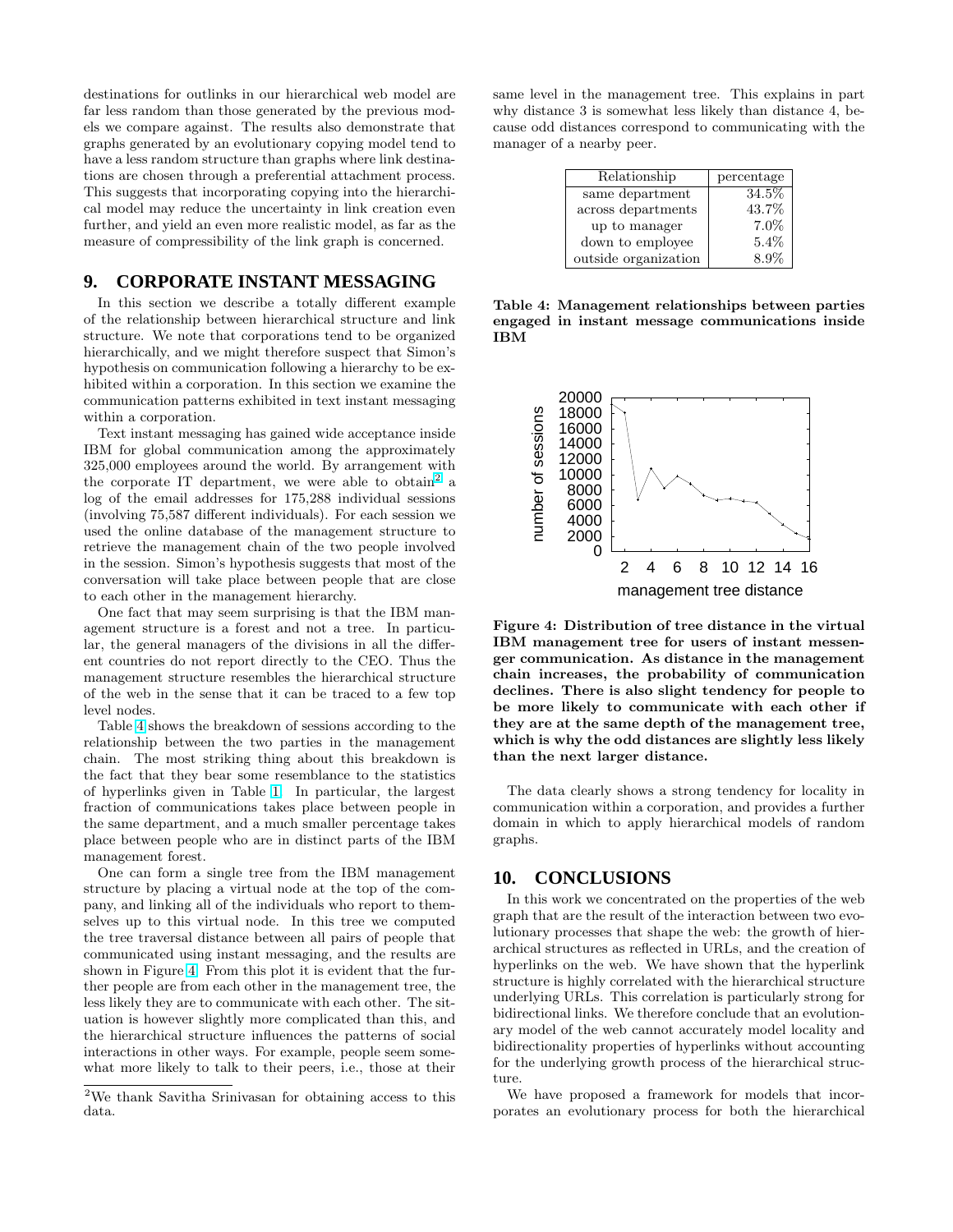destinations for outlinks in our hierarchical web model are far less random than those generated by the previous models we compare against. The results also demonstrate that graphs generated by an evolutionary copying model tend to have a less random structure than graphs where link destinations are chosen through a preferential attachment process. This suggests that incorporating copying into the hierarchical model may reduce the uncertainty in link creation even further, and yield an even more realistic model, as far as the measure of compressibility of the link graph is concerned.

## 9. CORPORATE INSTANT MESSAGING

In this section we describe a totally different example of the relationship between hierarchical structure and link structure. We note that corporations tend to be organized hierarchically, and we might therefore suspect that Simon's hypothesis on communication following a hierarchy to be exhibited within a corporation. In this section we examine the communication patterns exhibited in text instant messaging within a corporation.

Text instant messaging has gained wide acceptance inside IBM for global communication among the approximately 325,000 employees around the world. By arrangement with the corporate IT department, we were able to obtain[2] a log of the email addresses for 175,288 individual sessions (involving 75,587 different individuals). For each session we used the online database of the management structure to retrieve the management chain of the two people involved in the session. Simon's hypothesis suggests that most of the conversation will take place between people that are close to each other in the management hierarchy.

One fact that may seem surprising is that the IBM management structure is a forest and not a tree. In particular, the general managers of the divisions in all the different countries do not report directly to the CEO. Thus the management structure resembles the hierarchical structure of the web in the sense that it can be traced to a few top level nodes.

Table 4 shows the breakdown of sessions according to the relationship between the two parties in the management chain. The most striking thing about this breakdown is the fact that they bear some resemblance to the statistics of hyperlinks given in Table 1. In particular, the largest fraction of communications takes place between people in the same department, and a much smaller percentage takes place between people who are in distinct parts of the IBM management forest.

One can form a single tree from the IBM management structure by placing a virtual node at the top of the company, and linking all of the individuals who report to themselves up to this virtual node. In this tree we computed the tree traversal distance between all pairs of people that communicated using instant messaging, and the results are shown in Figure 4. From this plot it is evident that the further people are from each other in the management tree, the less likely they are to communicate with each other. The situation is however slightly more complicated than this, and the hierarchical structure influences the patterns of social interactions in other ways. For example, people seem somewhat more likely to talk to their peers, i.e., those at their same level in the management tree. This explains in part why distance 3 is somewhat less likely than distance 4, because odd distances correspond to communicating with the manager of a nearby peer.

| Relationship | percentage |
|---|---|
| same department | 34.5% |
| across departments | 43.7% |
| up to manager | 7.0% |
| down to employee | 5.4% |
| outside organization | 8.9% |

**Table 4: Management relationships between parties engaged in instant message communications inside IBM**

**Figure 4: Distribution of tree distance in the virtual IBM management tree for users of instant messenger communication. As distance in the management chain increases, the probability of communication declines. There is also slight tendency for people to be more likely to communicate with each other if they are at the same depth of the management tree, which is why the odd distances are slightly less likely than the next larger distance.**

The data clearly shows a strong tendency for locality in communication within a corporation, and provides a further domain in which to apply hierarchical models of random graphs.

## 10. CONCLUSIONS

In this work we concentrated on the properties of the web graph that are the result of the interaction between two evolutionary processes that shape the web: the growth of hierarchical structures as reflected in URLs, and the creation of hyperlinks on the web. We have shown that the hyperlink structure is highly correlated with the hierarchical structure underlying URLs. This correlation is particularly strong for bidirectional links. We therefore conclude that an evolutionary model of the web cannot accurately model locality and bidirectionality properties of hyperlinks without accounting for the underlying growth process of the hierarchical structure.

We have proposed a framework for models that incorporates an evolutionary process for both the hierarchical

[2] We thank Savitha Srinivasan for obtaining access to this data.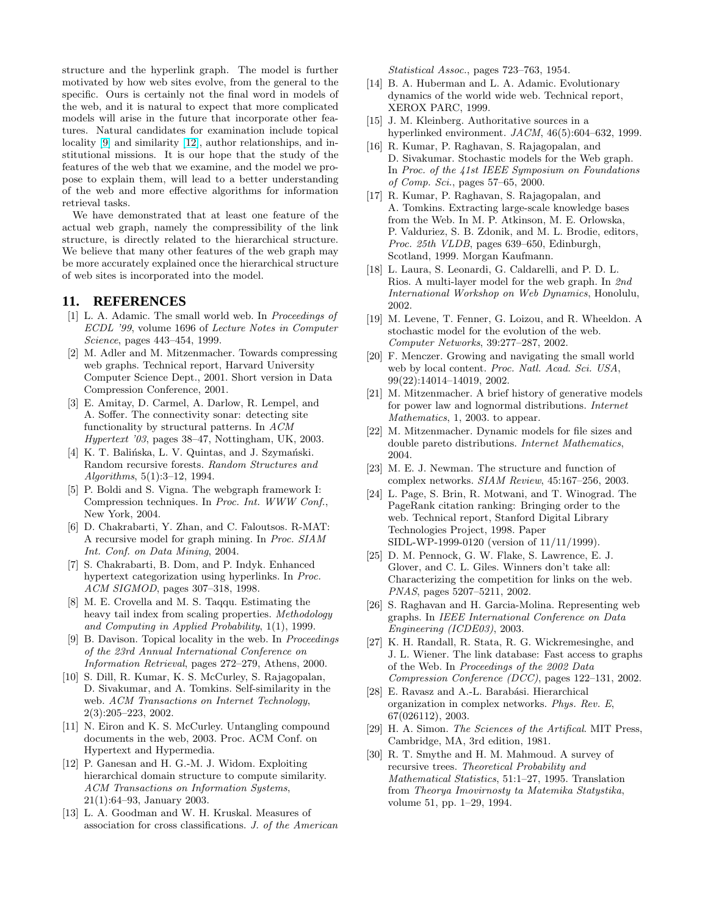structure and the hyperlink graph. The model is further motivated by how web sites evolve, from the general to the specific. Ours is certainly not the final word in models of the web, and it is natural to expect that more complicated models will arise in the future that incorporate other features. Natural candidates for examination include topical locality [9] and similarity [12], author relationships, and institutional missions. It is our hope that the study of the features of the web that we examine, and the model we propose to explain them, will lead to a better understanding of the web and more effective algorithms for information retrieval tasks.

We have demonstrated that at least one feature of the actual web graph, namely the compressibility of the link structure, is directly related to the hierarchical structure. We believe that many other features of the web graph may be more accurately explained once the hierarchical structure of web sites is incorporated into the model.

## 11. REFERENCES

[1] L. A. Adamic. The small world web. In *Proceedings of ECDL '99*, volume 1696 of *Lecture Notes in Computer Science*, pages 443–454, 1999.

[2] M. Adler and M. Mitzenmacher. Towards compressing web graphs. Technical report, Harvard University Computer Science Dept., 2001. Short version in Data Compression Conference, 2001.

[3] E. Amitay, D. Carmel, A. Darlow, R. Lempel, and A. Soffer. The connectivity sonar: detecting site functionality by structural patterns. In *ACM Hypertext '03*, pages 38–47, Nottingham, UK, 2003.

[4] K. T. Balińska, L. V. Quintas, and J. Szymański. Random recursive forests. *Random Structures and Algorithms*, 5(1):3–12, 1994.

[5] P. Boldi and S. Vigna. The webgraph framework I: Compression techniques. In *Proc. Int. WWW Conf.*, New York, 2004.

[6] D. Chakrabarti, Y. Zhan, and C. Faloutsos. R-MAT: A recursive model for graph mining. In *Proc. SIAM Int. Conf. on Data Mining*, 2004.

[7] S. Chakrabarti, B. Dom, and P. Indyk. Enhanced hypertext categorization using hyperlinks. In *Proc. ACM SIGMOD*, pages 307–318, 1998.

[8] M. E. Crovella and M. S. Taqqu. Estimating the heavy tail index from scaling properties. *Methodology and Computing in Applied Probability*, 1(1), 1999.

[9] B. Davison. Topical locality in the web. In *Proceedings of the 23rd Annual International Conference on Information Retrieval*, pages 272–279, Athens, 2000.

[10] S. Dill, R. Kumar, K. S. McCurley, S. Rajagopalan, D. Sivakumar, and A. Tomkins. Self-similarity in the web. *ACM Transactions on Internet Technology*, 2(3):205–223, 2002.

[11] N. Eiron and K. S. McCurley. Untangling compound documents in the web, 2003. Proc. ACM Conf. on Hypertext and Hypermedia.

[12] P. Ganesan and H. G.-M. J. Widom. Exploiting hierarchical domain structure to compute similarity. *ACM Transactions on Information Systems*, 21(1):64–93, January 2003.

[13] L. A. Goodman and W. H. Kruskal. Measures of association for cross classifications. *J. of the American Statistical Assoc.*, pages 723–763, 1954.

[14] B. A. Huberman and L. A. Adamic. Evolutionary dynamics of the world wide web. Technical report, XEROX PARC, 1999.

[15] J. M. Kleinberg. Authoritative sources in a hyperlinked environment. *JACM*, 46(5):604–632, 1999.

[16] R. Kumar, P. Raghavan, S. Rajagopalan, and D. Sivakumar. Stochastic models for the Web graph. In *Proc. of the 41st IEEE Symposium on Foundations of Comp. Sci.*, pages 57–65, 2000.

[17] R. Kumar, P. Raghavan, S. Rajagopalan, and A. Tomkins. Extracting large-scale knowledge bases from the Web. In M. P. Atkinson, M. E. Orlowska, P. Valduriez, S. B. Zdonik, and M. L. Brodie, editors, *Proc. 25th VLDB*, pages 639–650, Edinburgh, Scotland, 1999. Morgan Kaufmann.

[18] L. Laura, S. Leonardi, G. Caldarelli, and P. D. L. Rios. A multi-layer model for the web graph. In *2nd International Workshop on Web Dynamics*, Honolulu, 2002.

[19] M. Levene, T. Fenner, G. Loizou, and R. Wheeldon. A stochastic model for the evolution of the web. *Computer Networks*, 39:277–287, 2002.

[20] F. Menczer. Growing and navigating the small world web by local content. *Proc. Natl. Acad. Sci. USA*, 99(22):14014–14019, 2002.

[21] M. Mitzenmacher. A brief history of generative models for power law and lognormal distributions. *Internet Mathematics*, 1, 2003. to appear.

[22] M. Mitzenmacher. Dynamic models for file sizes and double pareto distributions. *Internet Mathematics*, 2004.

[23] M. E. J. Newman. The structure and function of complex networks. *SIAM Review*, 45:167–256, 2003.

[24] L. Page, S. Brin, R. Motwani, and T. Winograd. The PageRank citation ranking: Bringing order to the web. Technical report, Stanford Digital Library Technologies Project, 1998. Paper SIDL-WP-1999-0120 (version of 11/11/1999).

[25] D. M. Pennock, G. W. Flake, S. Lawrence, E. J. Glover, and C. L. Giles. Winners don't take all: Characterizing the competition for links on the web. *PNAS*, pages 5207–5211, 2002.

[26] S. Raghavan and H. Garcia-Molina. Representing web graphs. In *IEEE International Conference on Data Engineering (ICDE03)*, 2003.

[27] K. H. Randall, R. Stata, R. G. Wickremesinghe, and J. L. Wiener. The link database: Fast access to graphs of the Web. In *Proceedings of the 2002 Data Compression Conference (DCC)*, pages 122–131, 2002.

[28] E. Ravasz and A.-L. Barabási. Hierarchical organization in complex networks. *Phys. Rev. E*, 67(026112), 2003.

[29] H. A. Simon. *The Sciences of the Artifical*. MIT Press, Cambridge, MA, 3rd edition, 1981.

[30] R. T. Smythe and H. M. Mahmoud. A survey of recursive trees. *Theoretical Probability and Mathematical Statistics*, 51:1–27, 1995. Translation from *Theorya Imovirnosty ta Matemika Statystika*, volume 51, pp. 1–29, 1994.